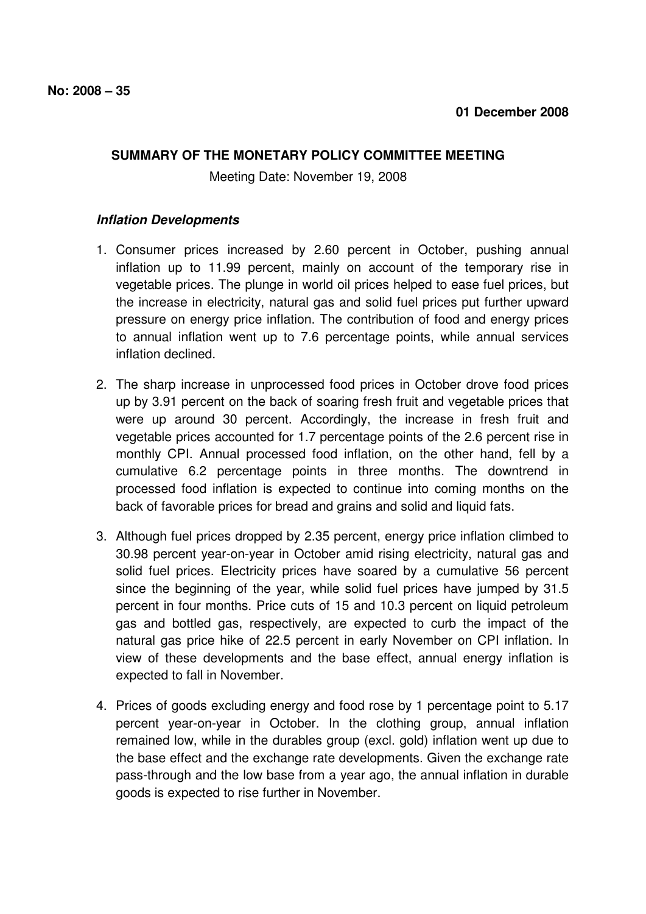**No: 2008 – 35**

**01 December 2008**

**SUMMARY OF THE MONETARY POLICY COMMITTEE MEETING**

Meeting Date: November 19, 2008

***Inflation Developments***

1. Consumer prices increased by 2.60 percent in October, pushing annual inflation up to 11.99 percent, mainly on account of the temporary rise in vegetable prices. The plunge in world oil prices helped to ease fuel prices, but the increase in electricity, natural gas and solid fuel prices put further upward pressure on energy price inflation. The contribution of food and energy prices to annual inflation went up to 7.6 percentage points, while annual services inflation declined.

2. The sharp increase in unprocessed food prices in October drove food prices up by 3.91 percent on the back of soaring fresh fruit and vegetable prices that were up around 30 percent. Accordingly, the increase in fresh fruit and vegetable prices accounted for 1.7 percentage points of the 2.6 percent rise in monthly CPI. Annual processed food inflation, on the other hand, fell by a cumulative 6.2 percentage points in three months. The downtrend in processed food inflation is expected to continue into coming months on the back of favorable prices for bread and grains and solid and liquid fats.

3. Although fuel prices dropped by 2.35 percent, energy price inflation climbed to 30.98 percent year-on-year in October amid rising electricity, natural gas and solid fuel prices. Electricity prices have soared by a cumulative 56 percent since the beginning of the year, while solid fuel prices have jumped by 31.5 percent in four months. Price cuts of 15 and 10.3 percent on liquid petroleum gas and bottled gas, respectively, are expected to curb the impact of the natural gas price hike of 22.5 percent in early November on CPI inflation. In view of these developments and the base effect, annual energy inflation is expected to fall in November.

4. Prices of goods excluding energy and food rose by 1 percentage point to 5.17 percent year-on-year in October. In the clothing group, annual inflation remained low, while in the durables group (excl. gold) inflation went up due to the base effect and the exchange rate developments. Given the exchange rate pass-through and the low base from a year ago, the annual inflation in durable goods is expected to rise further in November.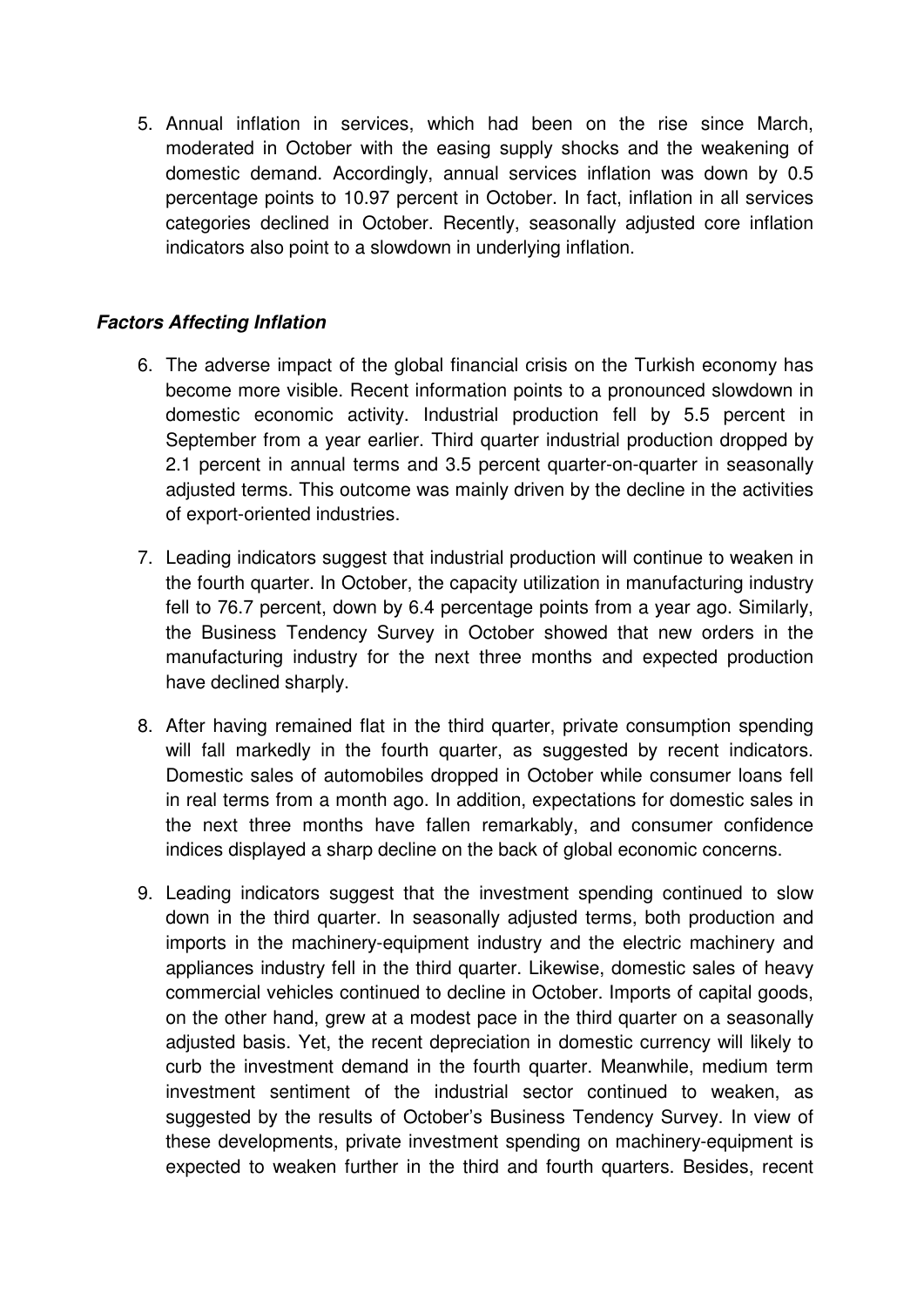5. Annual inflation in services, which had been on the rise since March, moderated in October with the easing supply shocks and the weakening of domestic demand. Accordingly, annual services inflation was down by 0.5 percentage points to 10.97 percent in October. In fact, inflation in all services categories declined in October. Recently, seasonally adjusted core inflation indicators also point to a slowdown in underlying inflation.

***Factors Affecting Inflation***

6. The adverse impact of the global financial crisis on the Turkish economy has become more visible. Recent information points to a pronounced slowdown in domestic economic activity. Industrial production fell by 5.5 percent in September from a year earlier. Third quarter industrial production dropped by 2.1 percent in annual terms and 3.5 percent quarter-on-quarter in seasonally adjusted terms. This outcome was mainly driven by the decline in the activities of export-oriented industries.

7. Leading indicators suggest that industrial production will continue to weaken in the fourth quarter. In October, the capacity utilization in manufacturing industry fell to 76.7 percent, down by 6.4 percentage points from a year ago. Similarly, the Business Tendency Survey in October showed that new orders in the manufacturing industry for the next three months and expected production have declined sharply.

8. After having remained flat in the third quarter, private consumption spending will fall markedly in the fourth quarter, as suggested by recent indicators. Domestic sales of automobiles dropped in October while consumer loans fell in real terms from a month ago. In addition, expectations for domestic sales in the next three months have fallen remarkably, and consumer confidence indices displayed a sharp decline on the back of global economic concerns.

9. Leading indicators suggest that the investment spending continued to slow down in the third quarter. In seasonally adjusted terms, both production and imports in the machinery-equipment industry and the electric machinery and appliances industry fell in the third quarter. Likewise, domestic sales of heavy commercial vehicles continued to decline in October. Imports of capital goods, on the other hand, grew at a modest pace in the third quarter on a seasonally adjusted basis. Yet, the recent depreciation in domestic currency will likely to curb the investment demand in the fourth quarter. Meanwhile, medium term investment sentiment of the industrial sector continued to weaken, as suggested by the results of October's Business Tendency Survey. In view of these developments, private investment spending on machinery-equipment is expected to weaken further in the third and fourth quarters. Besides, recent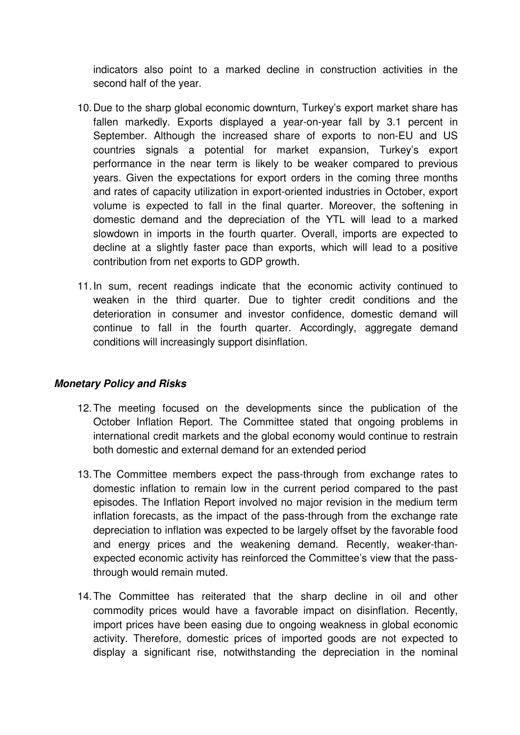indicators also point to a marked decline in construction activities in the second half of the year.

10. Due to the sharp global economic downturn, Turkey's export market share has fallen markedly. Exports displayed a year-on-year fall by 3.1 percent in September. Although the increased share of exports to non-EU and US countries signals a potential for market expansion, Turkey's export performance in the near term is likely to be weaker compared to previous years. Given the expectations for export orders in the coming three months and rates of capacity utilization in export-oriented industries in October, export volume is expected to fall in the final quarter. Moreover, the softening in domestic demand and the depreciation of the YTL will lead to a marked slowdown in imports in the fourth quarter. Overall, imports are expected to decline at a slightly faster pace than exports, which will lead to a positive contribution from net exports to GDP growth.

11. In sum, recent readings indicate that the economic activity continued to weaken in the third quarter. Due to tighter credit conditions and the deterioration in consumer and investor confidence, domestic demand will continue to fall in the fourth quarter. Accordingly, aggregate demand conditions will increasingly support disinflation.

***Monetary Policy and Risks***

12. The meeting focused on the developments since the publication of the October Inflation Report. The Committee stated that ongoing problems in international credit markets and the global economy would continue to restrain both domestic and external demand for an extended period

13. The Committee members expect the pass-through from exchange rates to domestic inflation to remain low in the current period compared to the past episodes. The Inflation Report involved no major revision in the medium term inflation forecasts, as the impact of the pass-through from the exchange rate depreciation to inflation was expected to be largely offset by the favorable food and energy prices and the weakening demand. Recently, weaker-than-expected economic activity has reinforced the Committee's view that the pass-through would remain muted.

14. The Committee has reiterated that the sharp decline in oil and other commodity prices would have a favorable impact on disinflation. Recently, import prices have been easing due to ongoing weakness in global economic activity. Therefore, domestic prices of imported goods are not expected to display a significant rise, notwithstanding the depreciation in the nominal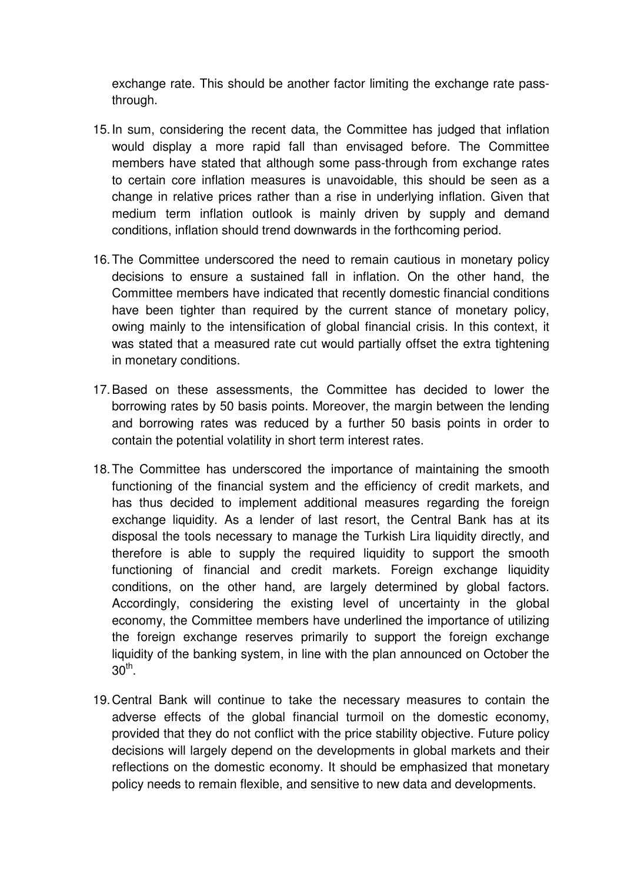exchange rate. This should be another factor limiting the exchange rate pass-through.

15. In sum, considering the recent data, the Committee has judged that inflation would display a more rapid fall than envisaged before. The Committee members have stated that although some pass-through from exchange rates to certain core inflation measures is unavoidable, this should be seen as a change in relative prices rather than a rise in underlying inflation. Given that medium term inflation outlook is mainly driven by supply and demand conditions, inflation should trend downwards in the forthcoming period.

16. The Committee underscored the need to remain cautious in monetary policy decisions to ensure a sustained fall in inflation. On the other hand, the Committee members have indicated that recently domestic financial conditions have been tighter than required by the current stance of monetary policy, owing mainly to the intensification of global financial crisis. In this context, it was stated that a measured rate cut would partially offset the extra tightening in monetary conditions.

17. Based on these assessments, the Committee has decided to lower the borrowing rates by 50 basis points. Moreover, the margin between the lending and borrowing rates was reduced by a further 50 basis points in order to contain the potential volatility in short term interest rates.

18. The Committee has underscored the importance of maintaining the smooth functioning of the financial system and the efficiency of credit markets, and has thus decided to implement additional measures regarding the foreign exchange liquidity. As a lender of last resort, the Central Bank has at its disposal the tools necessary to manage the Turkish Lira liquidity directly, and therefore is able to supply the required liquidity to support the smooth functioning of financial and credit markets. Foreign exchange liquidity conditions, on the other hand, are largely determined by global factors. Accordingly, considering the existing level of uncertainty in the global economy, the Committee members have underlined the importance of utilizing the foreign exchange reserves primarily to support the foreign exchange liquidity of the banking system, in line with the plan announced on October the 30th.

19. Central Bank will continue to take the necessary measures to contain the adverse effects of the global financial turmoil on the domestic economy, provided that they do not conflict with the price stability objective. Future policy decisions will largely depend on the developments in global markets and their reflections on the domestic economy. It should be emphasized that monetary policy needs to remain flexible, and sensitive to new data and developments.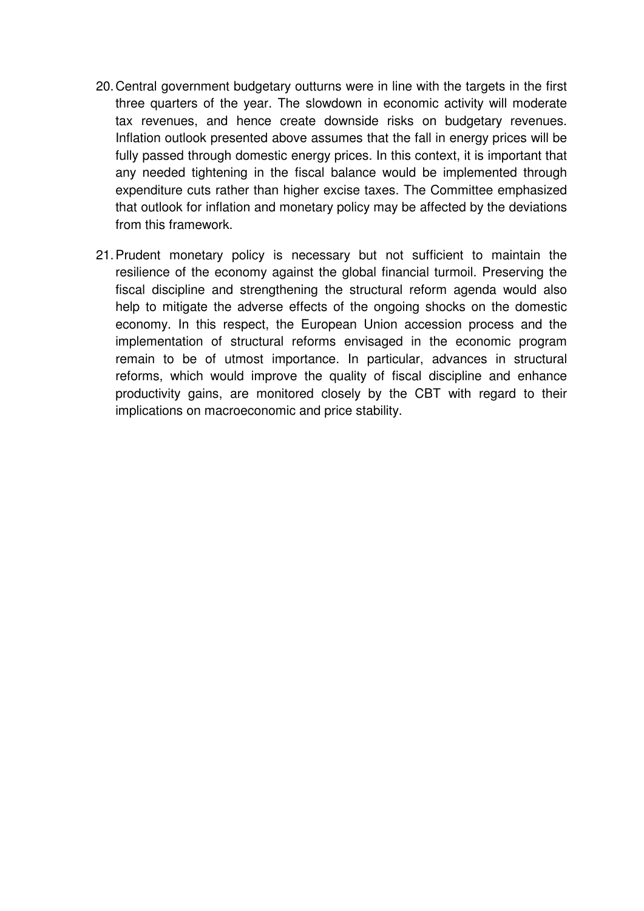20. Central government budgetary outturns were in line with the targets in the first three quarters of the year. The slowdown in economic activity will moderate tax revenues, and hence create downside risks on budgetary revenues. Inflation outlook presented above assumes that the fall in energy prices will be fully passed through domestic energy prices. In this context, it is important that any needed tightening in the fiscal balance would be implemented through expenditure cuts rather than higher excise taxes. The Committee emphasized that outlook for inflation and monetary policy may be affected by the deviations from this framework.

21. Prudent monetary policy is necessary but not sufficient to maintain the resilience of the economy against the global financial turmoil. Preserving the fiscal discipline and strengthening the structural reform agenda would also help to mitigate the adverse effects of the ongoing shocks on the domestic economy. In this respect, the European Union accession process and the implementation of structural reforms envisaged in the economic program remain to be of utmost importance. In particular, advances in structural reforms, which would improve the quality of fiscal discipline and enhance productivity gains, are monitored closely by the CBT with regard to their implications on macroeconomic and price stability.